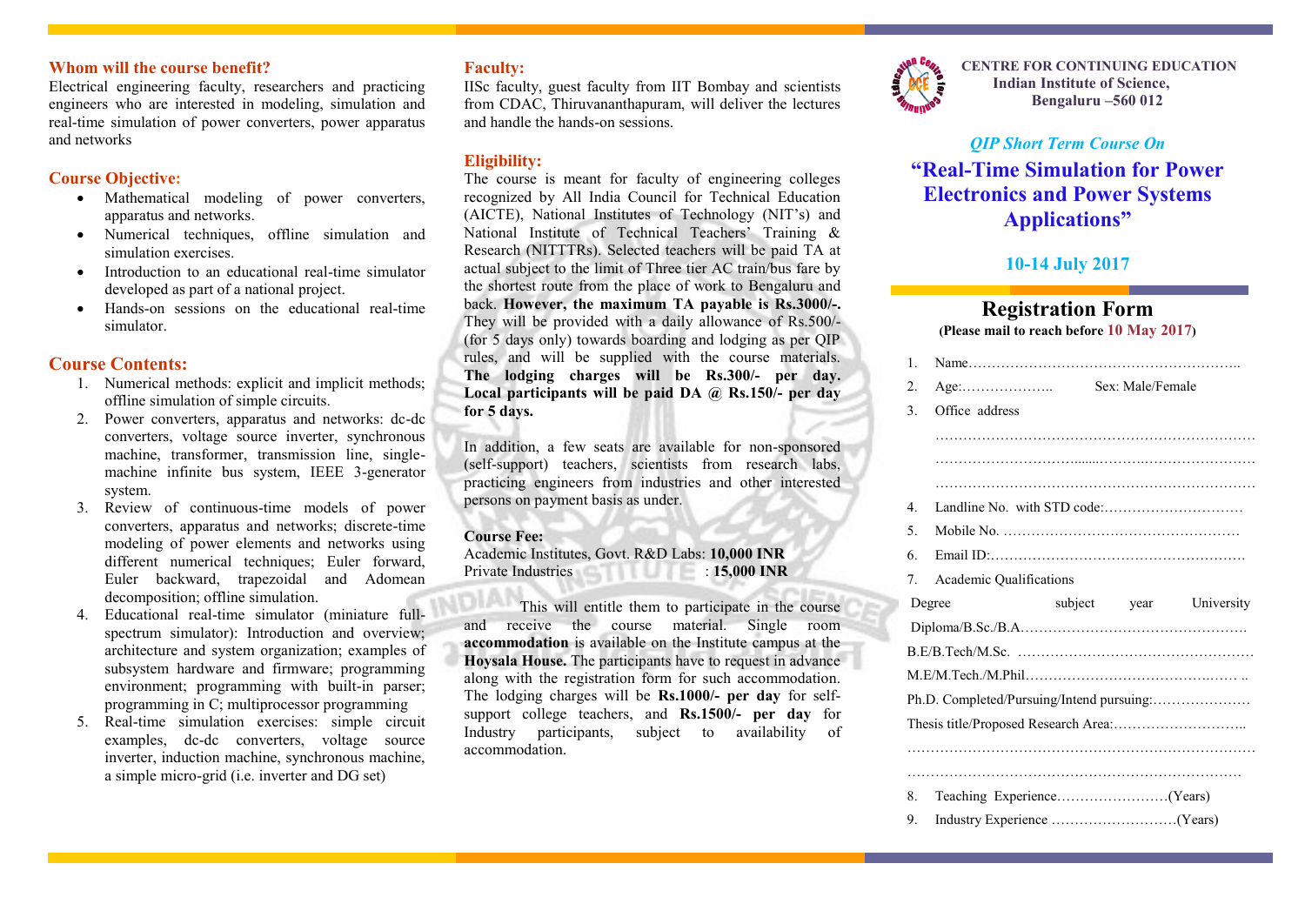## Whom will the course benefit?

Electrical engineering faculty, researchers and practicing engineers who are interested in modeling, simulation and real-time simulation of power converters, power apparatus and networks

## Course Objective:

- Mathematical modeling of power converters, apparatus and networks.
- Numerical techniques, offline simulation and simulation exercises.
- Introduction to an educational real-time simulator developed as part of a national project.
- Hands-on sessions on the educational real-time simulator.

## Course Contents:

1. Numerical methods: explicit and implicit methods; offline simulation of simple circuits.
2. Power converters, apparatus and networks: dc-dc converters, voltage source inverter, synchronous machine, transformer, transmission line, single-machine infinite bus system, IEEE 3-generator system.
3. Review of continuous-time models of power converters, apparatus and networks; discrete-time modeling of power elements and networks using different numerical techniques; Euler forward, Euler backward, trapezoidal and Adomean decomposition; offline simulation.
4. Educational real-time simulator (miniature full-spectrum simulator): Introduction and overview; architecture and system organization; examples of subsystem hardware and firmware; programming environment; programming with built-in parser; programming in C; multiprocessor programming
5. Real-time simulation exercises: simple circuit examples, dc-dc converters, voltage source inverter, induction machine, synchronous machine, a simple micro-grid (i.e. inverter and DG set)

## Faculty:

IISc faculty, guest faculty from IIT Bombay and scientists from CDAC, Thiruvananthapuram, will deliver the lectures and handle the hands-on sessions.

## Eligibility:

The course is meant for faculty of engineering colleges recognized by All India Council for Technical Education (AICTE), National Institutes of Technology (NIT's) and National Institute of Technical Teachers' Training & Research (NITTTRs). Selected teachers will be paid TA at actual subject to the limit of Three tier AC train/bus fare by the shortest route from the place of work to Bengaluru and back. **However, the maximum TA payable is Rs.3000/-.** They will be provided with a daily allowance of Rs.500/- (for 5 days only) towards boarding and lodging as per QIP rules, and will be supplied with the course materials. **The lodging charges will be Rs.300/- per day. Local participants will be paid DA @ Rs.150/- per day for 5 days.**

In addition, a few seats are available for non-sponsored (self-support) teachers, scientists from research labs, practicing engineers from industries and other interested persons on payment basis as under.

**Course Fee:**

Academic Institutes, Govt. R&D Labs: **10,000 INR**
Private Industries : **15,000 INR**

This will entitle them to participate in the course and receive the course material. Single room **accommodation** is available on the Institute campus at the **Hoysala House.** The participants have to request in advance along with the registration form for such accommodation. The lodging charges will be **Rs.1000/- per day** for self-support college teachers, and **Rs.1500/- per day** for Industry participants, subject to availability of accommodation.

**CENTRE FOR CONTINUING EDUCATION**
**Indian Institute of Science,**
**Bengaluru –560 012**

*QIP Short Term Course On*

# "Real-Time Simulation for Power Electronics and Power Systems Applications"

## 10-14 July 2017

# Registration Form

**(Please mail to reach before 10 May 2017)**

1. Name…………………………………………………..
2. Age:……………….. Sex: Male/Female
3. Office address
   ……………………………………………………………
   ……………………………………………………………
   ……………………………………………………………
4. Landline No. with STD code:…………………………
5. Mobile No. ……………………………………………
6. Email ID:………………………………………………
7. Academic Qualifications

Degree subject year University

Diploma/B.Sc./B.A……………………………………….

B.E/B.Tech/M.Sc. ……………………………………….

M.E/M.Tech./M.Phil…………………………………… ..

Ph.D. Completed/Pursuing/Intend pursuing:…………………

Thesis title/Proposed Research Area:………………………..

………………………………………………………………

………………………………………………………………

8. Teaching Experience……………………(Years)
9. Industry Experience ………………………(Years)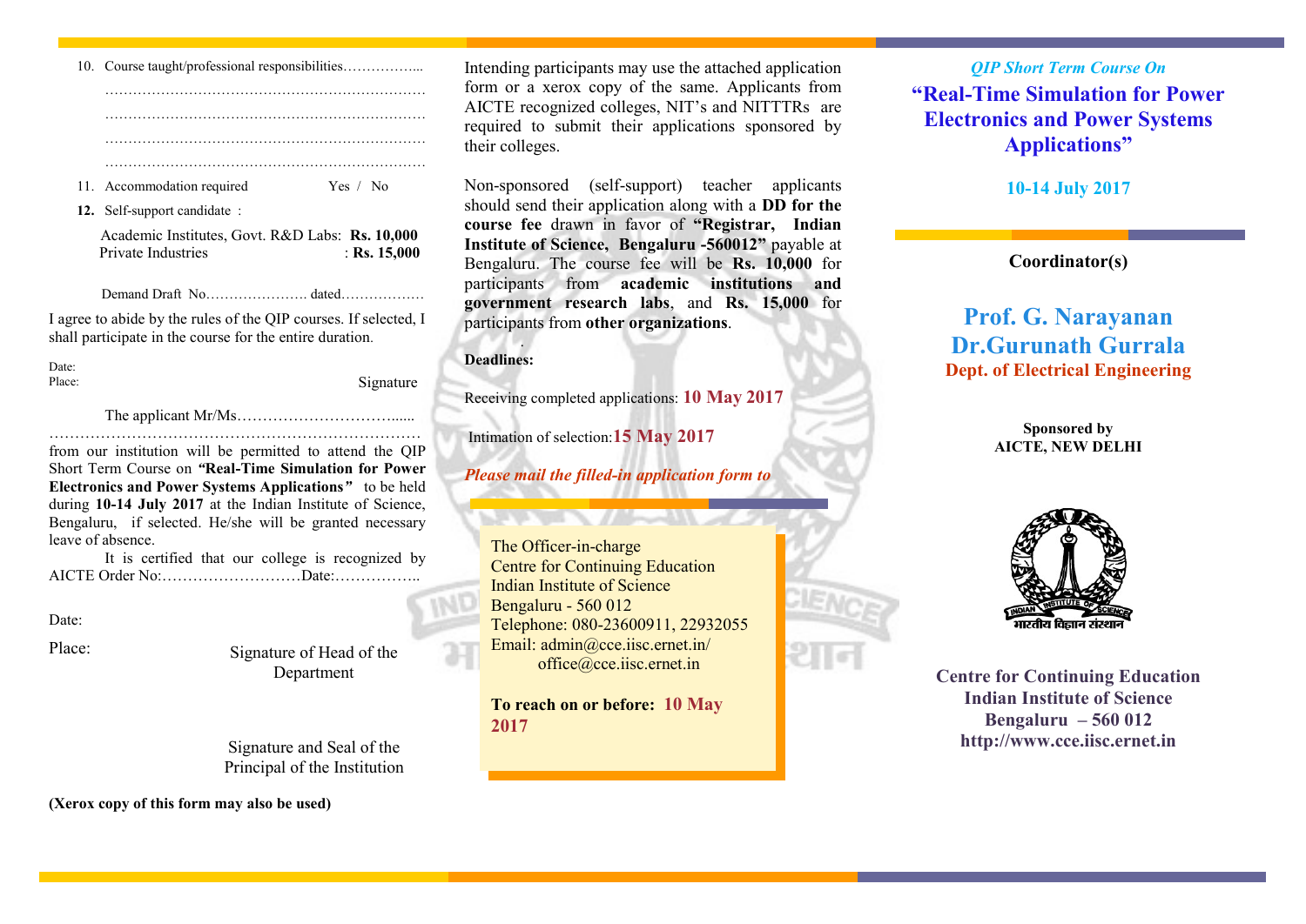10. Course taught/professional responsibilities……………...

………………………………………………………………

………………………………………………………………

………………………………………………………………

………………………………………………………………

11. Accommodation required Yes / No

**12.** Self-support candidate :

Academic Institutes, Govt. R&D Labs: **Rs. 10,000**
Private Industries : **Rs. 15,000**

Demand Draft No…………………. dated………………

I agree to abide by the rules of the QIP courses. If selected, I shall participate in the course for the entire duration.

Date:
Place:

Signature

The applicant Mr/Ms…………………………......

………………………………………………………………
from our institution will be permitted to attend the QIP Short Term Course on ***"Real-Time Simulation for Power Electronics and Power Systems Applications"*** to be held during **10-14 July 2017** at the Indian Institute of Science, Bengaluru, if selected. He/she will be granted necessary leave of absence.

It is certified that our college is recognized by AICTE Order No:………………………Date:……………..

Date:

Place:

Signature of Head of the Department

Signature and Seal of the Principal of the Institution

**(Xerox copy of this form may also be used)**

Intending participants may use the attached application form or a xerox copy of the same. Applicants from AICTE recognized colleges, NIT's and NITTTRs are required to submit their applications sponsored by their colleges.

Non-sponsored (self-support) teacher applicants should send their application along with a **DD for the course fee** drawn in favor of **"Registrar, Indian Institute of Science, Bengaluru -560012"** payable at Bengaluru. The course fee will be **Rs. 10,000** for participants from **academic institutions and government research labs**, and **Rs. 15,000** for participants from **other organizations**.

**Deadlines:**

Receiving completed applications: **10 May 2017**

Intimation of selection: **15 May 2017**

*Please mail the filled-in application form to*

The Officer-in-charge
Centre for Continuing Education
Indian Institute of Science
Bengaluru - 560 012
Telephone: 080-23600911, 22932055
Email: admin@cce.iisc.ernet.in/
office@cce.iisc.ernet.in

**To reach on or before: 10 May 2017**

*QIP Short Term Course On*

# "Real-Time Simulation for Power Electronics and Power Systems Applications"

**10-14 July 2017**

**Coordinator(s)**

## Prof. G. Narayanan
## Dr.Gurunath Gurrala

**Dept. of Electrical Engineering**

**Sponsored by**
**AICTE, NEW DELHI**

INDIAN INSTITUTE OF SCIENCE
भारतीय विज्ञान संस्थान

**Centre for Continuing Education**
**Indian Institute of Science**
**Bengaluru – 560 012**
**http://www.cce.iisc.ernet.in**